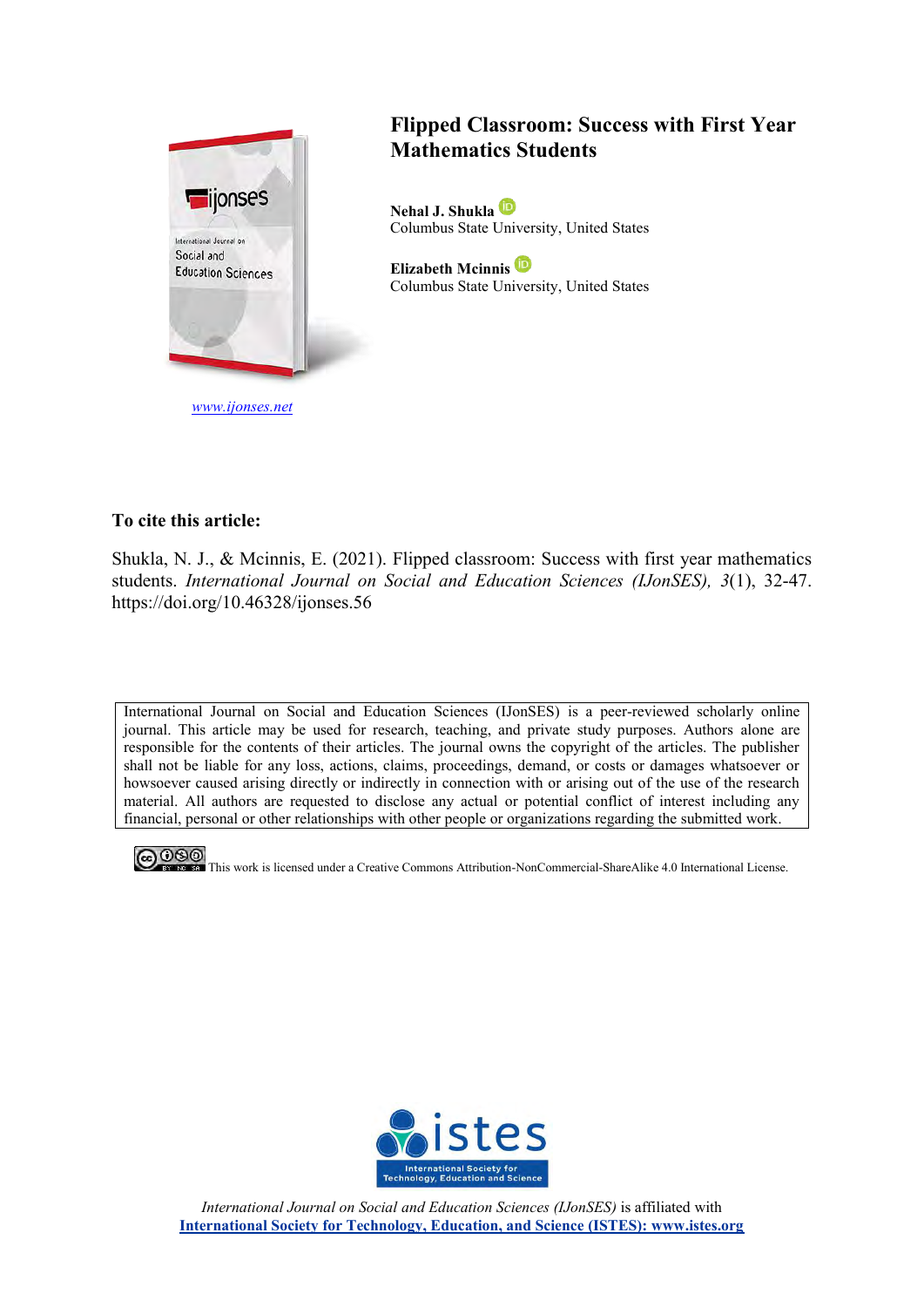www.ijonses.net

# Flipped Classroom: Success with First Year Mathematics Students

**Nehal J. Shukla**
Columbus State University, United States

**Elizabeth Mcinnis**
Columbus State University, United States

**To cite this article:**

Shukla, N. J., & Mcinnis, E. (2021). Flipped classroom: Success with first year mathematics students. *International Journal on Social and Education Sciences (IJonSES), 3*(1), 32-47. https://doi.org/10.46328/ijonses.56

International Journal on Social and Education Sciences (IJonSES) is a peer-reviewed scholarly online journal. This article may be used for research, teaching, and private study purposes. Authors alone are responsible for the contents of their articles. The journal owns the copyright of the articles. The publisher shall not be liable for any loss, actions, claims, proceedings, demand, or costs or damages whatsoever or howsoever caused arising directly or indirectly in connection with or arising out of the use of the research material. All authors are requested to disclose any actual or potential conflict of interest including any financial, personal or other relationships with other people or organizations regarding the submitted work.

This work is licensed under a Creative Commons Attribution-NonCommercial-ShareAlike 4.0 International License.

*International Journal on Social and Education Sciences (IJonSES)* is affiliated with
**International Society for Technology, Education, and Science (ISTES): www.istes.org**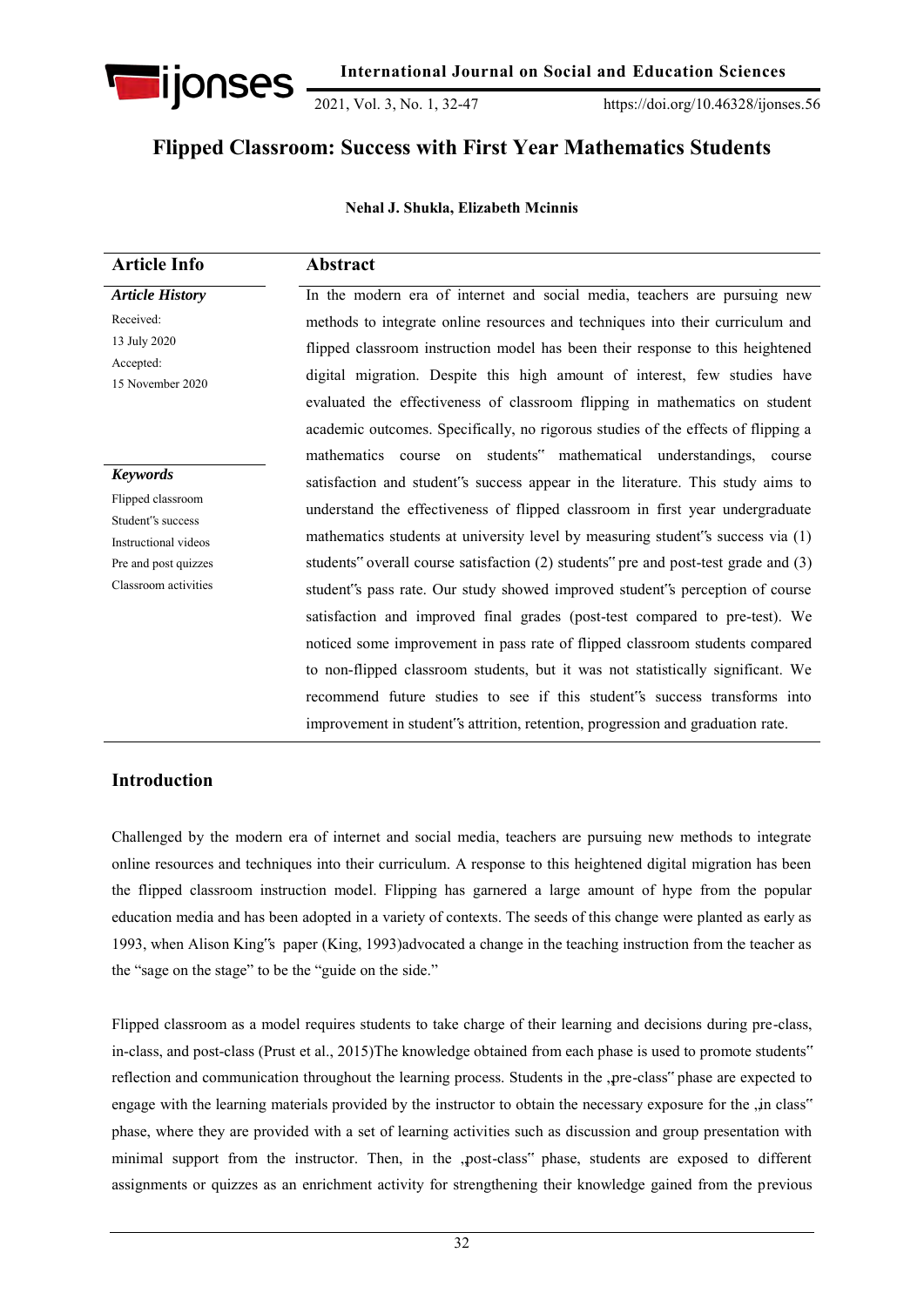# Flipped Classroom: Success with First Year Mathematics Students

**Nehal J. Shukla, Elizabeth Mcinnis**

| Article Info | Abstract |
|---|---|
| ***Article History*** <br> Received: <br> 13 July 2020 <br> Accepted: <br> 15 November 2020 <br><br> ***Keywords*** <br> Flipped classroom <br> Student"s success <br> Instructional videos <br> Pre and post quizzes <br> Classroom activities | In the modern era of internet and social media, teachers are pursuing new methods to integrate online resources and techniques into their curriculum and flipped classroom instruction model has been their response to this heightened digital migration. Despite this high amount of interest, few studies have evaluated the effectiveness of classroom flipping in mathematics on student academic outcomes. Specifically, no rigorous studies of the effects of flipping a mathematics course on students" mathematical understandings, course satisfaction and student"s success appear in the literature. This study aims to understand the effectiveness of flipped classroom in first year undergraduate mathematics students at university level by measuring student"s success via (1) students" overall course satisfaction (2) students" pre and post-test grade and (3) student"s pass rate. Our study showed improved student"s perception of course satisfaction and improved final grades (post-test compared to pre-test). We noticed some improvement in pass rate of flipped classroom students compared to non-flipped classroom students, but it was not statistically significant. We recommend future studies to see if this student"s success transforms into improvement in student"s attrition, retention, progression and graduation rate. |

## Introduction

Challenged by the modern era of internet and social media, teachers are pursuing new methods to integrate online resources and techniques into their curriculum. A response to this heightened digital migration has been the flipped classroom instruction model. Flipping has garnered a large amount of hype from the popular education media and has been adopted in a variety of contexts. The seeds of this change were planted as early as 1993, when Alison King"s paper (King, 1993)advocated a change in the teaching instruction from the teacher as the "sage on the stage" to be the "guide on the side."

Flipped classroom as a model requires students to take charge of their learning and decisions during pre-class, in-class, and post-class (Prust et al., 2015)The knowledge obtained from each phase is used to promote students" reflection and communication throughout the learning process. Students in the „pre-class" phase are expected to engage with the learning materials provided by the instructor to obtain the necessary exposure for the „in class" phase, where they are provided with a set of learning activities such as discussion and group presentation with minimal support from the instructor. Then, in the „post-class" phase, students are exposed to different assignments or quizzes as an enrichment activity for strengthening their knowledge gained from the previous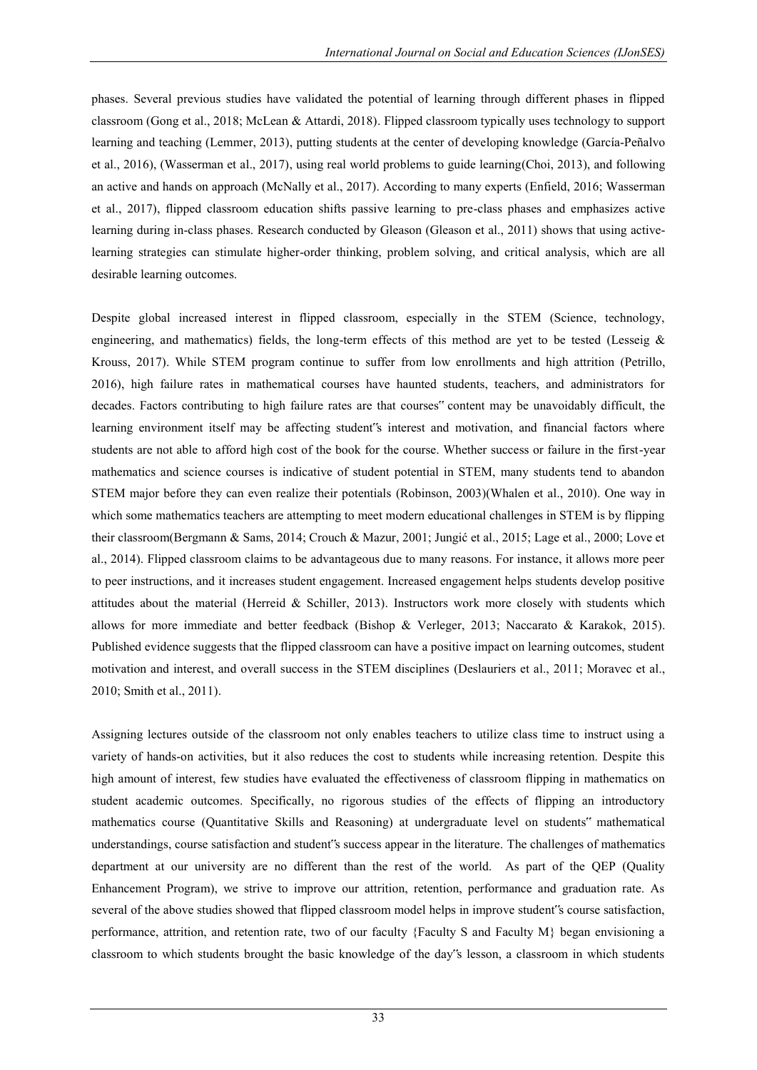phases. Several previous studies have validated the potential of learning through different phases in flipped classroom (Gong et al., 2018; McLean & Attardi, 2018). Flipped classroom typically uses technology to support learning and teaching (Lemmer, 2013), putting students at the center of developing knowledge (García-Peñalvo et al., 2016), (Wasserman et al., 2017), using real world problems to guide learning(Choi, 2013), and following an active and hands on approach (McNally et al., 2017). According to many experts (Enfield, 2016; Wasserman et al., 2017), flipped classroom education shifts passive learning to pre-class phases and emphasizes active learning during in-class phases. Research conducted by Gleason (Gleason et al., 2011) shows that using active-learning strategies can stimulate higher-order thinking, problem solving, and critical analysis, which are all desirable learning outcomes.

Despite global increased interest in flipped classroom, especially in the STEM (Science, technology, engineering, and mathematics) fields, the long-term effects of this method are yet to be tested (Lesseig & Krouss, 2017). While STEM program continue to suffer from low enrollments and high attrition (Petrillo, 2016), high failure rates in mathematical courses have haunted students, teachers, and administrators for decades. Factors contributing to high failure rates are that courses‟ content may be unavoidably difficult, the learning environment itself may be affecting student‟s interest and motivation, and financial factors where students are not able to afford high cost of the book for the course. Whether success or failure in the first-year mathematics and science courses is indicative of student potential in STEM, many students tend to abandon STEM major before they can even realize their potentials (Robinson, 2003)(Whalen et al., 2010). One way in which some mathematics teachers are attempting to meet modern educational challenges in STEM is by flipping their classroom(Bergmann & Sams, 2014; Crouch & Mazur, 2001; Jungić et al., 2015; Lage et al., 2000; Love et al., 2014). Flipped classroom claims to be advantageous due to many reasons. For instance, it allows more peer to peer instructions, and it increases student engagement. Increased engagement helps students develop positive attitudes about the material (Herreid & Schiller, 2013). Instructors work more closely with students which allows for more immediate and better feedback (Bishop & Verleger, 2013; Naccarato & Karakok, 2015). Published evidence suggests that the flipped classroom can have a positive impact on learning outcomes, student motivation and interest, and overall success in the STEM disciplines (Deslauriers et al., 2011; Moravec et al., 2010; Smith et al., 2011).

Assigning lectures outside of the classroom not only enables teachers to utilize class time to instruct using a variety of hands-on activities, but it also reduces the cost to students while increasing retention. Despite this high amount of interest, few studies have evaluated the effectiveness of classroom flipping in mathematics on student academic outcomes. Specifically, no rigorous studies of the effects of flipping an introductory mathematics course (Quantitative Skills and Reasoning) at undergraduate level on students‟ mathematical understandings, course satisfaction and student‟s success appear in the literature. The challenges of mathematics department at our university are no different than the rest of the world. As part of the QEP (Quality Enhancement Program), we strive to improve our attrition, retention, performance and graduation rate. As several of the above studies showed that flipped classroom model helps in improve student‟s course satisfaction, performance, attrition, and retention rate, two of our faculty {Faculty S and Faculty M} began envisioning a classroom to which students brought the basic knowledge of the day‟s lesson, a classroom in which students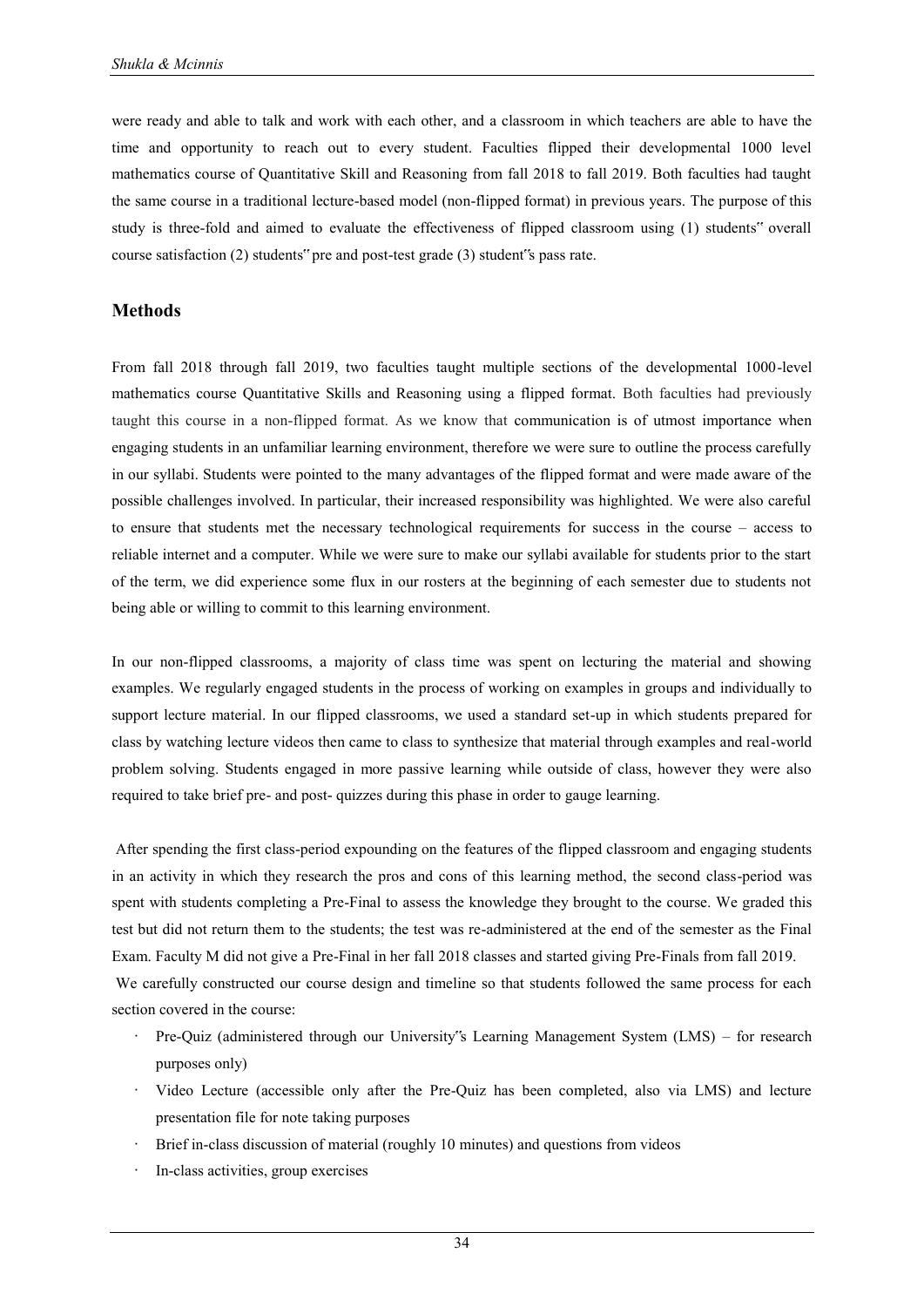were ready and able to talk and work with each other, and a classroom in which teachers are able to have the time and opportunity to reach out to every student. Faculties flipped their developmental 1000 level mathematics course of Quantitative Skill and Reasoning from fall 2018 to fall 2019. Both faculties had taught the same course in a traditional lecture-based model (non-flipped format) in previous years. The purpose of this study is three-fold and aimed to evaluate the effectiveness of flipped classroom using (1) students" overall course satisfaction (2) students" pre and post-test grade (3) student"s pass rate.

## Methods

From fall 2018 through fall 2019, two faculties taught multiple sections of the developmental 1000-level mathematics course Quantitative Skills and Reasoning using a flipped format. Both faculties had previously taught this course in a non-flipped format. As we know that communication is of utmost importance when engaging students in an unfamiliar learning environment, therefore we were sure to outline the process carefully in our syllabi. Students were pointed to the many advantages of the flipped format and were made aware of the possible challenges involved. In particular, their increased responsibility was highlighted. We were also careful to ensure that students met the necessary technological requirements for success in the course – access to reliable internet and a computer. While we were sure to make our syllabi available for students prior to the start of the term, we did experience some flux in our rosters at the beginning of each semester due to students not being able or willing to commit to this learning environment.

In our non-flipped classrooms, a majority of class time was spent on lecturing the material and showing examples. We regularly engaged students in the process of working on examples in groups and individually to support lecture material. In our flipped classrooms, we used a standard set-up in which students prepared for class by watching lecture videos then came to class to synthesize that material through examples and real-world problem solving. Students engaged in more passive learning while outside of class, however they were also required to take brief pre- and post- quizzes during this phase in order to gauge learning.

After spending the first class-period expounding on the features of the flipped classroom and engaging students in an activity in which they research the pros and cons of this learning method, the second class-period was spent with students completing a Pre-Final to assess the knowledge they brought to the course. We graded this test but did not return them to the students; the test was re-administered at the end of the semester as the Final Exam. Faculty M did not give a Pre-Final in her fall 2018 classes and started giving Pre-Finals from fall 2019.

We carefully constructed our course design and timeline so that students followed the same process for each section covered in the course:

- Pre-Quiz (administered through our University"s Learning Management System (LMS) – for research purposes only)
- Video Lecture (accessible only after the Pre-Quiz has been completed, also via LMS) and lecture presentation file for note taking purposes
- Brief in-class discussion of material (roughly 10 minutes) and questions from videos
- In-class activities, group exercises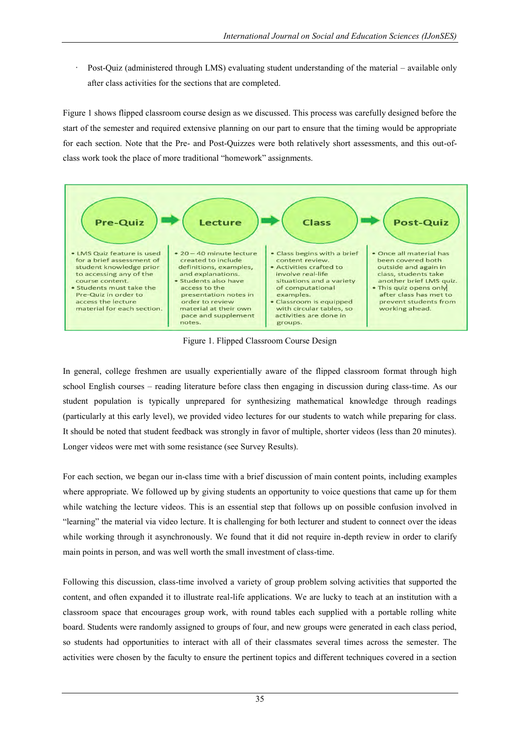- Post-Quiz (administered through LMS) evaluating student understanding of the material – available only after class activities for the sections that are completed.

Figure 1 shows flipped classroom course design as we discussed. This process was carefully designed before the start of the semester and required extensive planning on our part to ensure that the timing would be appropriate for each section. Note that the Pre- and Post-Quizzes were both relatively short assessments, and this out-of-class work took the place of more traditional "homework" assignments.

| Pre-Quiz | Lecture | Class | Post-Quiz |
| --- | --- | --- | --- |
| • LMS Quiz feature is used for a brief assessment of student knowledge prior to accessing any of the course content. • Students must take the Pre-Quiz in order to access the lecture material for each section. | • 20 – 40 minute lecture created to include definitions, examples, and explanations. • Students also have access to the presentation notes in order to review material at their own pace and supplement notes. | • Class begins with a brief content review. • Activities crafted to involve real-life situations and a variety of computational examples. • Classroom is equipped with circular tables, so activities are done in groups. | • Once all material has been covered both outside and again in class, students take another brief LMS quiz. • This quiz opens only after class has met to prevent students from working ahead. |

Figure 1. Flipped Classroom Course Design

In general, college freshmen are usually experientially aware of the flipped classroom format through high school English courses – reading literature before class then engaging in discussion during class-time. As our student population is typically unprepared for synthesizing mathematical knowledge through readings (particularly at this early level), we provided video lectures for our students to watch while preparing for class. It should be noted that student feedback was strongly in favor of multiple, shorter videos (less than 20 minutes). Longer videos were met with some resistance (see Survey Results).

For each section, we began our in-class time with a brief discussion of main content points, including examples where appropriate. We followed up by giving students an opportunity to voice questions that came up for them while watching the lecture videos. This is an essential step that follows up on possible confusion involved in "learning" the material via video lecture. It is challenging for both lecturer and student to connect over the ideas while working through it asynchronously. We found that it did not require in-depth review in order to clarify main points in person, and was well worth the small investment of class-time.

Following this discussion, class-time involved a variety of group problem solving activities that supported the content, and often expanded it to illustrate real-life applications. We are lucky to teach at an institution with a classroom space that encourages group work, with round tables each supplied with a portable rolling white board. Students were randomly assigned to groups of four, and new groups were generated in each class period, so students had opportunities to interact with all of their classmates several times across the semester. The activities were chosen by the faculty to ensure the pertinent topics and different techniques covered in a section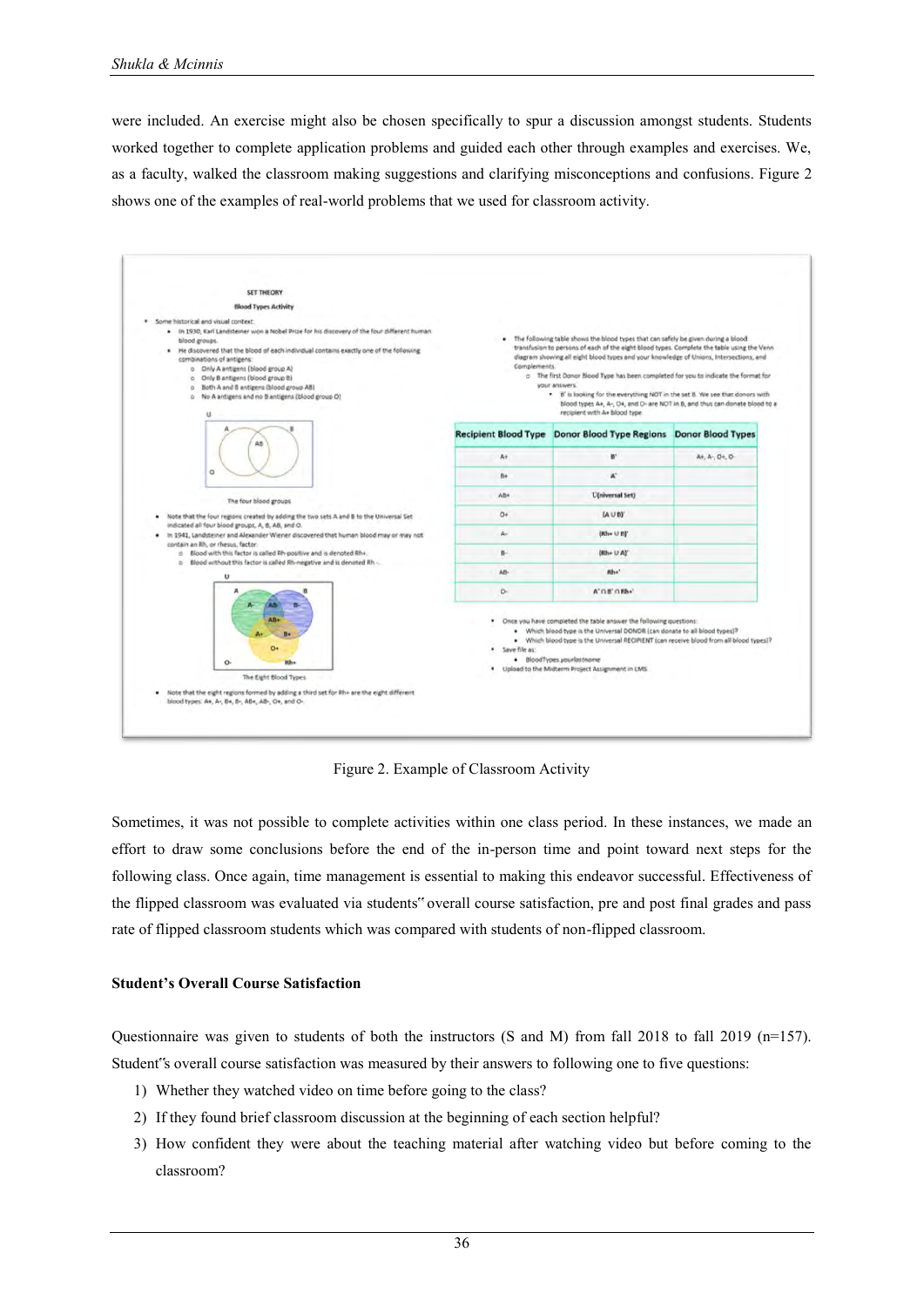were included. An exercise might also be chosen specifically to spur a discussion amongst students. Students worked together to complete application problems and guided each other through examples and exercises. We, as a faculty, walked the classroom making suggestions and clarifying misconceptions and confusions. Figure 2 shows one of the examples of real-world problems that we used for classroom activity.

Figure 2. Example of Classroom Activity

Sometimes, it was not possible to complete activities within one class period. In these instances, we made an effort to draw some conclusions before the end of the in-person time and point toward next steps for the following class. Once again, time management is essential to making this endeavor successful. Effectiveness of the flipped classroom was evaluated via students" overall course satisfaction, pre and post final grades and pass rate of flipped classroom students which was compared with students of non-flipped classroom.

**Student's Overall Course Satisfaction**

Questionnaire was given to students of both the instructors (S and M) from fall 2018 to fall 2019 (n=157). Student"s overall course satisfaction was measured by their answers to following one to five questions:

1) Whether they watched video on time before going to the class?
2) If they found brief classroom discussion at the beginning of each section helpful?
3) How confident they were about the teaching material after watching video but before coming to the classroom?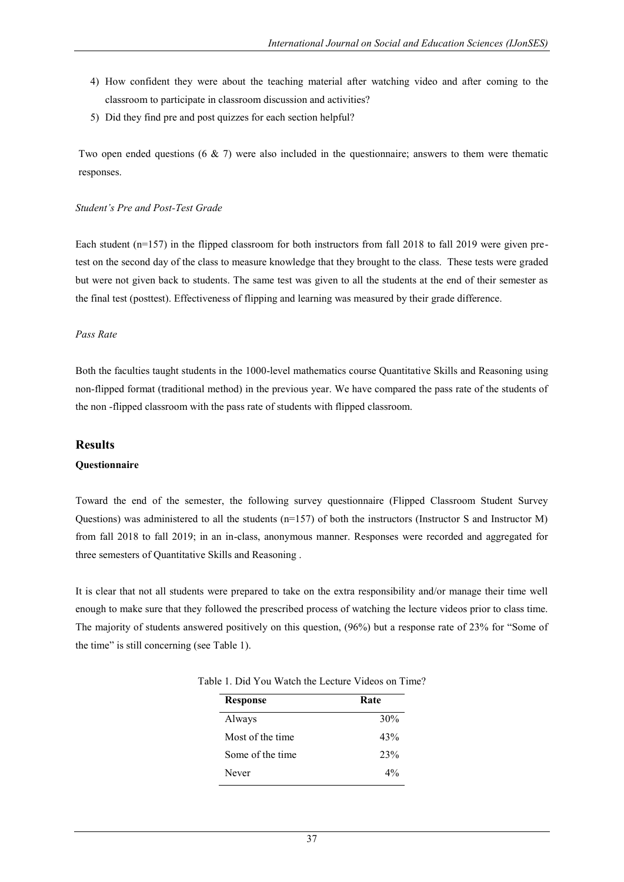4) How confident they were about the teaching material after watching video and after coming to the classroom to participate in classroom discussion and activities?
5) Did they find pre and post quizzes for each section helpful?

Two open ended questions (6 & 7) were also included in the questionnaire; answers to them were thematic responses.

*Student's Pre and Post-Test Grade*

Each student (n=157) in the flipped classroom for both instructors from fall 2018 to fall 2019 were given pre-test on the second day of the class to measure knowledge that they brought to the class. These tests were graded but were not given back to students. The same test was given to all the students at the end of their semester as the final test (posttest). Effectiveness of flipping and learning was measured by their grade difference.

*Pass Rate*

Both the faculties taught students in the 1000-level mathematics course Quantitative Skills and Reasoning using non-flipped format (traditional method) in the previous year. We have compared the pass rate of the students of the non -flipped classroom with the pass rate of students with flipped classroom.

## Results

### Questionnaire

Toward the end of the semester, the following survey questionnaire (Flipped Classroom Student Survey Questions) was administered to all the students (n=157) of both the instructors (Instructor S and Instructor M) from fall 2018 to fall 2019; in an in-class, anonymous manner. Responses were recorded and aggregated for three semesters of Quantitative Skills and Reasoning .

It is clear that not all students were prepared to take on the extra responsibility and/or manage their time well enough to make sure that they followed the prescribed process of watching the lecture videos prior to class time. The majority of students answered positively on this question, (96%) but a response rate of 23% for "Some of the time" is still concerning (see Table 1).

Table 1. Did You Watch the Lecture Videos on Time?

| Response | Rate |
|---|---|
| Always | 30% |
| Most of the time | 43% |
| Some of the time | 23% |
| Never | 4% |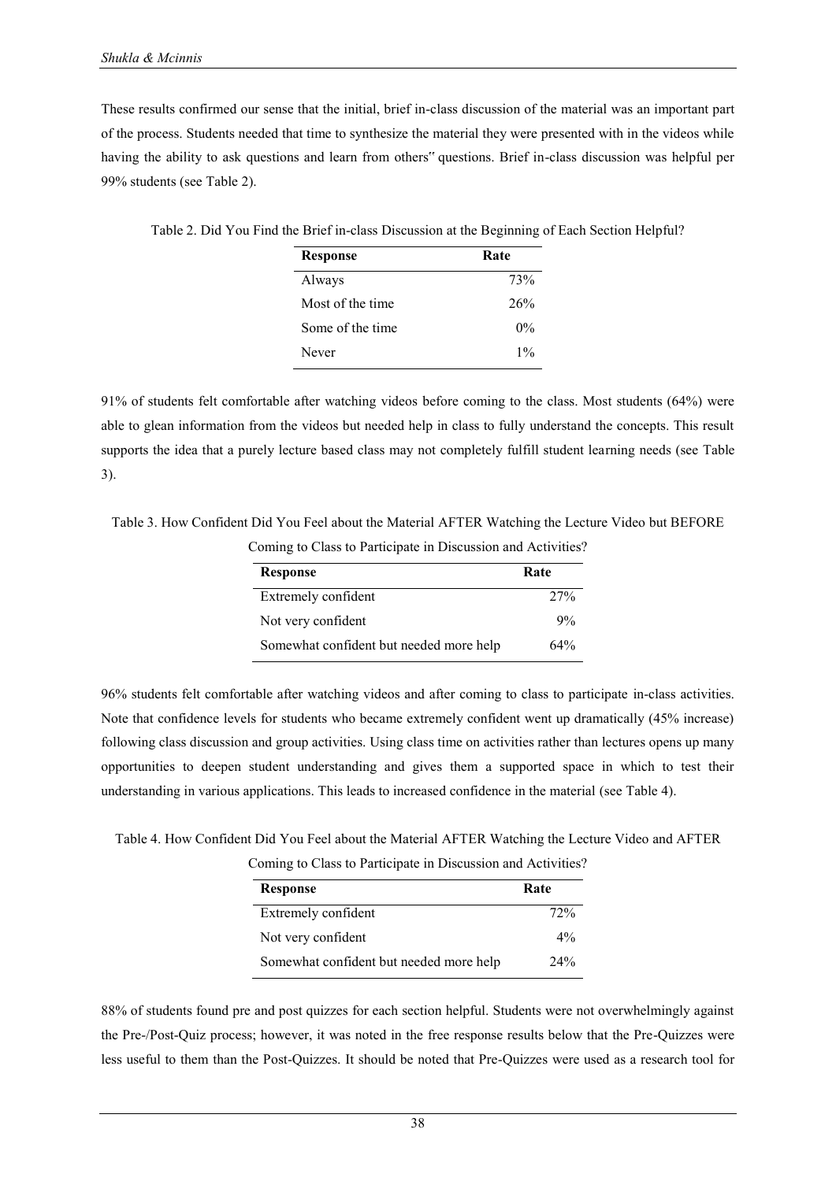These results confirmed our sense that the initial, brief in-class discussion of the material was an important part of the process. Students needed that time to synthesize the material they were presented with in the videos while having the ability to ask questions and learn from others" questions. Brief in-class discussion was helpful per 99% students (see Table 2).

Table 2. Did You Find the Brief in-class Discussion at the Beginning of Each Section Helpful?

| Response | Rate |
|---|---|
| Always | 73% |
| Most of the time | 26% |
| Some of the time | 0% |
| Never | 1% |

91% of students felt comfortable after watching videos before coming to the class. Most students (64%) were able to glean information from the videos but needed help in class to fully understand the concepts. This result supports the idea that a purely lecture based class may not completely fulfill student learning needs (see Table 3).

Table 3. How Confident Did You Feel about the Material AFTER Watching the Lecture Video but BEFORE Coming to Class to Participate in Discussion and Activities?

| Response | Rate |
|---|---|
| Extremely confident | 27% |
| Not very confident | 9% |
| Somewhat confident but needed more help | 64% |

96% students felt comfortable after watching videos and after coming to class to participate in-class activities. Note that confidence levels for students who became extremely confident went up dramatically (45% increase) following class discussion and group activities. Using class time on activities rather than lectures opens up many opportunities to deepen student understanding and gives them a supported space in which to test their understanding in various applications. This leads to increased confidence in the material (see Table 4).

Table 4. How Confident Did You Feel about the Material AFTER Watching the Lecture Video and AFTER Coming to Class to Participate in Discussion and Activities?

| Response | Rate |
|---|---|
| Extremely confident | 72% |
| Not very confident | 4% |
| Somewhat confident but needed more help | 24% |

88% of students found pre and post quizzes for each section helpful. Students were not overwhelmingly against the Pre-/Post-Quiz process; however, it was noted in the free response results below that the Pre-Quizzes were less useful to them than the Post-Quizzes. It should be noted that Pre-Quizzes were used as a research tool for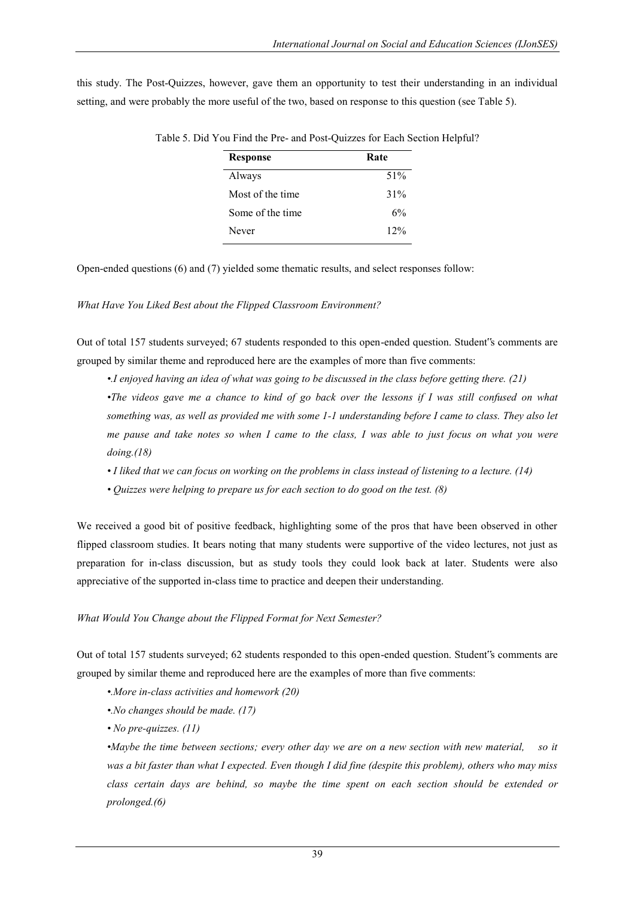this study. The Post-Quizzes, however, gave them an opportunity to test their understanding in an individual setting, and were probably the more useful of the two, based on response to this question (see Table 5).

Table 5. Did You Find the Pre- and Post-Quizzes for Each Section Helpful?

| Response | Rate |
|---|---:|
| Always | 51% |
| Most of the time | 31% |
| Some of the time | 6% |
| Never | 12% |

Open-ended questions (6) and (7) yielded some thematic results, and select responses follow:

*What Have You Liked Best about the Flipped Classroom Environment?*

Out of total 157 students surveyed; 67 students responded to this open-ended question. Student"s comments are grouped by similar theme and reproduced here are the examples of more than five comments:

- *.I enjoyed having an idea of what was going to be discussed in the class before getting there. (21)*
- *The videos gave me a chance to kind of go back over the lessons if I was still confused on what something was, as well as provided me with some 1-1 understanding before I came to class. They also let me pause and take notes so when I came to the class, I was able to just focus on what you were doing.(18)*
- *I liked that we can focus on working on the problems in class instead of listening to a lecture. (14)*
- *Quizzes were helping to prepare us for each section to do good on the test. (8)*

We received a good bit of positive feedback, highlighting some of the pros that have been observed in other flipped classroom studies. It bears noting that many students were supportive of the video lectures, not just as preparation for in-class discussion, but as study tools they could look back at later. Students were also appreciative of the supported in-class time to practice and deepen their understanding.

*What Would You Change about the Flipped Format for Next Semester?*

Out of total 157 students surveyed; 62 students responded to this open-ended question. Student"s comments are grouped by similar theme and reproduced here are the examples of more than five comments:

- *.More in-class activities and homework (20)*
- *.No changes should be made. (17)*
- *No pre-quizzes. (11)*
- *Maybe the time between sections; every other day we are on a new section with new material, so it was a bit faster than what I expected. Even though I did fine (despite this problem), others who may miss class certain days are behind, so maybe the time spent on each section should be extended or prolonged.(6)*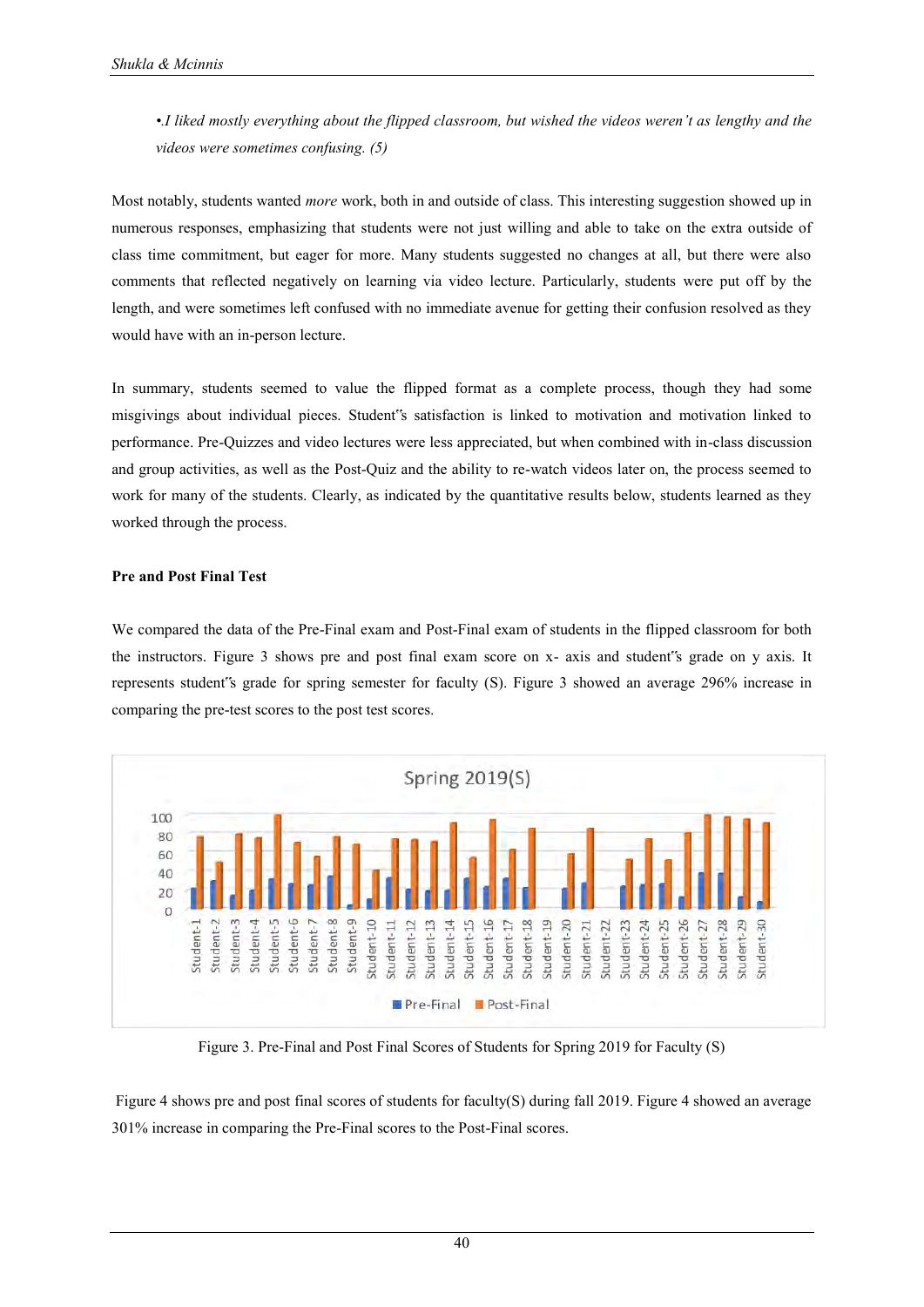*•I liked mostly everything about the flipped classroom, but wished the videos weren't as lengthy and the videos were sometimes confusing. (5)*

Most notably, students wanted *more* work, both in and outside of class. This interesting suggestion showed up in numerous responses, emphasizing that students were not just willing and able to take on the extra outside of class time commitment, but eager for more. Many students suggested no changes at all, but there were also comments that reflected negatively on learning via video lecture. Particularly, students were put off by the length, and were sometimes left confused with no immediate avenue for getting their confusion resolved as they would have with an in-person lecture.

In summary, students seemed to value the flipped format as a complete process, though they had some misgivings about individual pieces. Student"s satisfaction is linked to motivation and motivation linked to performance. Pre-Quizzes and video lectures were less appreciated, but when combined with in-class discussion and group activities, as well as the Post-Quiz and the ability to re-watch videos later on, the process seemed to work for many of the students. Clearly, as indicated by the quantitative results below, students learned as they worked through the process.

**Pre and Post Final Test**

We compared the data of the Pre-Final exam and Post-Final exam of students in the flipped classroom for both the instructors. Figure 3 shows pre and post final exam score on x- axis and student"s grade on y axis. It represents student"s grade for spring semester for faculty (S). Figure 3 showed an average 296% increase in comparing the pre-test scores to the post test scores.

Figure 3. Pre-Final and Post Final Scores of Students for Spring 2019 for Faculty (S)

Figure 4 shows pre and post final scores of students for faculty(S) during fall 2019. Figure 4 showed an average 301% increase in comparing the Pre-Final scores to the Post-Final scores.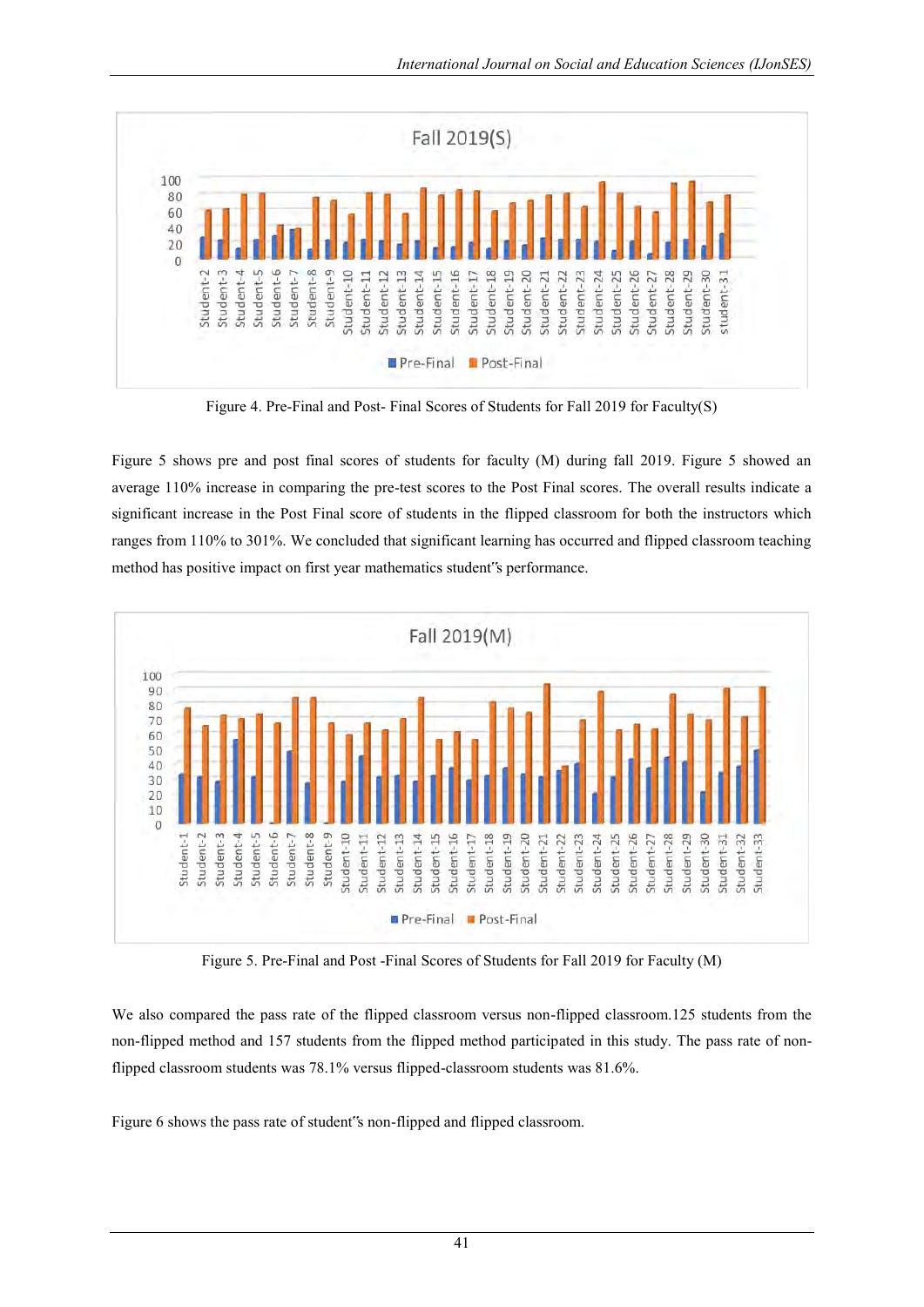Figure 4. Pre-Final and Post- Final Scores of Students for Fall 2019 for Faculty(S)

Figure 5 shows pre and post final scores of students for faculty (M) during fall 2019. Figure 5 showed an average 110% increase in comparing the pre-test scores to the Post Final scores. The overall results indicate a significant increase in the Post Final score of students in the flipped classroom for both the instructors which ranges from 110% to 301%. We concluded that significant learning has occurred and flipped classroom teaching method has positive impact on first year mathematics student"s performance.

Figure 5. Pre-Final and Post -Final Scores of Students for Fall 2019 for Faculty (M)

We also compared the pass rate of the flipped classroom versus non-flipped classroom.125 students from the non-flipped method and 157 students from the flipped method participated in this study. The pass rate of non-flipped classroom students was 78.1% versus flipped-classroom students was 81.6%.

Figure 6 shows the pass rate of student"s non-flipped and flipped classroom.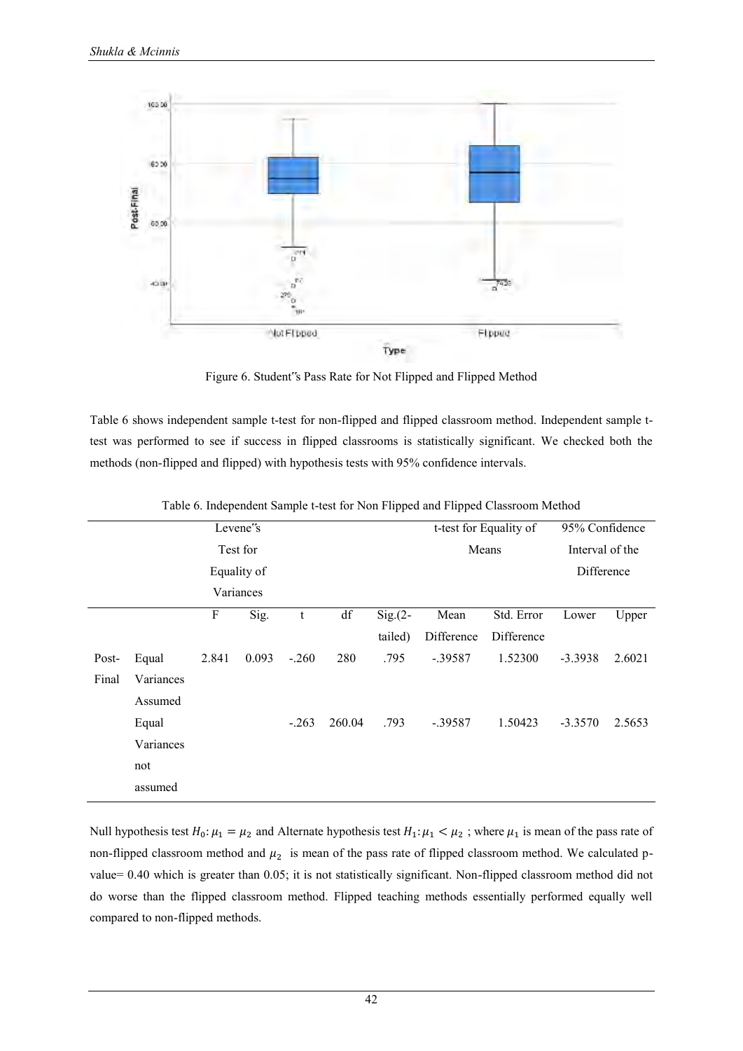Figure 6. Student"s Pass Rate for Not Flipped and Flipped Method

Table 6 shows independent sample t-test for non-flipped and flipped classroom method. Independent sample t-test was performed to see if success in flipped classrooms is statistically significant. We checked both the methods (non-flipped and flipped) with hypothesis tests with 95% confidence intervals.

Table 6. Independent Sample t-test for Non Flipped and Flipped Classroom Method

| | | Levene"s Test for Equality of Variances | | | | | t-test for Equality of Means | | 95% Confidence Interval of the Difference | |
|---|---|---|---|---|---|---|---|---|---|---|
| | | F | Sig. | t | df | Sig.(2-tailed) | Mean Difference | Std. Error Difference | Lower | Upper |
| Post-Final | Equal Variances Assumed | 2.841 | 0.093 | -.260 | 280 | .795 | -.39587 | 1.52300 | -3.3938 | 2.6021 |
| | Equal Variances not assumed | | | -.263 | 260.04 | .793 | -.39587 | 1.50423 | -3.3570 | 2.5653 |

Null hypothesis test $H_0: \mu_1 = \mu_2$ and Alternate hypothesis test $H_1: \mu_1 < \mu_2$ ; where $\mu_1$ is mean of the pass rate of non-flipped classroom method and $\mu_2$ is mean of the pass rate of flipped classroom method. We calculated p-value= 0.40 which is greater than 0.05; it is not statistically significant. Non-flipped classroom method did not do worse than the flipped classroom method. Flipped teaching methods essentially performed equally well compared to non-flipped methods.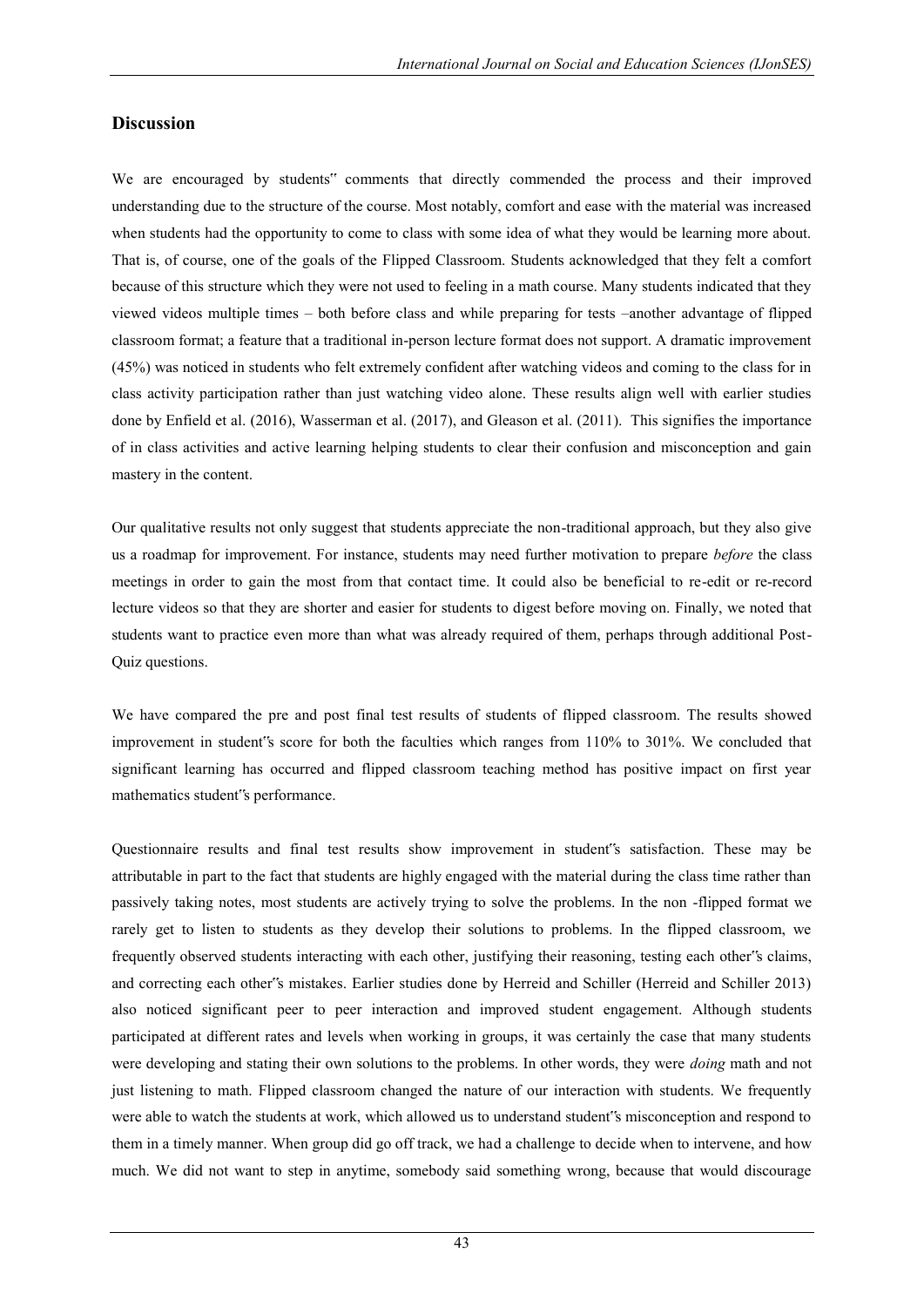## Discussion

We are encouraged by students" comments that directly commended the process and their improved understanding due to the structure of the course. Most notably, comfort and ease with the material was increased when students had the opportunity to come to class with some idea of what they would be learning more about. That is, of course, one of the goals of the Flipped Classroom. Students acknowledged that they felt a comfort because of this structure which they were not used to feeling in a math course. Many students indicated that they viewed videos multiple times – both before class and while preparing for tests –another advantage of flipped classroom format; a feature that a traditional in-person lecture format does not support. A dramatic improvement (45%) was noticed in students who felt extremely confident after watching videos and coming to the class for in class activity participation rather than just watching video alone. These results align well with earlier studies done by Enfield et al. (2016), Wasserman et al. (2017), and Gleason et al. (2011). This signifies the importance of in class activities and active learning helping students to clear their confusion and misconception and gain mastery in the content.

Our qualitative results not only suggest that students appreciate the non-traditional approach, but they also give us a roadmap for improvement. For instance, students may need further motivation to prepare *before* the class meetings in order to gain the most from that contact time. It could also be beneficial to re-edit or re-record lecture videos so that they are shorter and easier for students to digest before moving on. Finally, we noted that students want to practice even more than what was already required of them, perhaps through additional Post-Quiz questions.

We have compared the pre and post final test results of students of flipped classroom. The results showed improvement in student"s score for both the faculties which ranges from 110% to 301%. We concluded that significant learning has occurred and flipped classroom teaching method has positive impact on first year mathematics student"s performance.

Questionnaire results and final test results show improvement in student"s satisfaction. These may be attributable in part to the fact that students are highly engaged with the material during the class time rather than passively taking notes, most students are actively trying to solve the problems. In the non -flipped format we rarely get to listen to students as they develop their solutions to problems. In the flipped classroom, we frequently observed students interacting with each other, justifying their reasoning, testing each other"s claims, and correcting each other"s mistakes. Earlier studies done by Herreid and Schiller (Herreid and Schiller 2013) also noticed significant peer to peer interaction and improved student engagement. Although students participated at different rates and levels when working in groups, it was certainly the case that many students were developing and stating their own solutions to the problems. In other words, they were *doing* math and not just listening to math. Flipped classroom changed the nature of our interaction with students. We frequently were able to watch the students at work, which allowed us to understand student"s misconception and respond to them in a timely manner. When group did go off track, we had a challenge to decide when to intervene, and how much. We did not want to step in anytime, somebody said something wrong, because that would discourage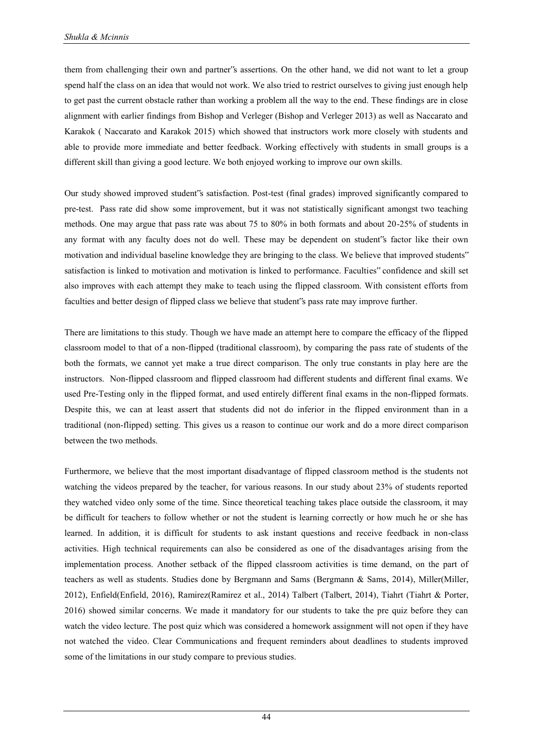them from challenging their own and partner"s assertions. On the other hand, we did not want to let a group spend half the class on an idea that would not work. We also tried to restrict ourselves to giving just enough help to get past the current obstacle rather than working a problem all the way to the end. These findings are in close alignment with earlier findings from Bishop and Verleger (Bishop and Verleger 2013) as well as Naccarato and Karakok ( Naccarato and Karakok 2015) which showed that instructors work more closely with students and able to provide more immediate and better feedback. Working effectively with students in small groups is a different skill than giving a good lecture. We both enjoyed working to improve our own skills.

Our study showed improved student"s satisfaction. Post-test (final grades) improved significantly compared to pre-test. Pass rate did show some improvement, but it was not statistically significant amongst two teaching methods. One may argue that pass rate was about 75 to 80% in both formats and about 20-25% of students in any format with any faculty does not do well. These may be dependent on student"s factor like their own motivation and individual baseline knowledge they are bringing to the class. We believe that improved students" satisfaction is linked to motivation and motivation is linked to performance. Faculties" confidence and skill set also improves with each attempt they make to teach using the flipped classroom. With consistent efforts from faculties and better design of flipped class we believe that student"s pass rate may improve further.

There are limitations to this study. Though we have made an attempt here to compare the efficacy of the flipped classroom model to that of a non-flipped (traditional classroom), by comparing the pass rate of students of the both the formats, we cannot yet make a true direct comparison. The only true constants in play here are the instructors. Non-flipped classroom and flipped classroom had different students and different final exams. We used Pre-Testing only in the flipped format, and used entirely different final exams in the non-flipped formats. Despite this, we can at least assert that students did not do inferior in the flipped environment than in a traditional (non-flipped) setting. This gives us a reason to continue our work and do a more direct comparison between the two methods.

Furthermore, we believe that the most important disadvantage of flipped classroom method is the students not watching the videos prepared by the teacher, for various reasons. In our study about 23% of students reported they watched video only some of the time. Since theoretical teaching takes place outside the classroom, it may be difficult for teachers to follow whether or not the student is learning correctly or how much he or she has learned. In addition, it is difficult for students to ask instant questions and receive feedback in non-class activities. High technical requirements can also be considered as one of the disadvantages arising from the implementation process. Another setback of the flipped classroom activities is time demand, on the part of teachers as well as students. Studies done by Bergmann and Sams (Bergmann & Sams, 2014), Miller(Miller, 2012), Enfield(Enfield, 2016), Ramirez(Ramirez et al., 2014) Talbert (Talbert, 2014), Tiahrt (Tiahrt & Porter, 2016) showed similar concerns. We made it mandatory for our students to take the pre quiz before they can watch the video lecture. The post quiz which was considered a homework assignment will not open if they have not watched the video. Clear Communications and frequent reminders about deadlines to students improved some of the limitations in our study compare to previous studies.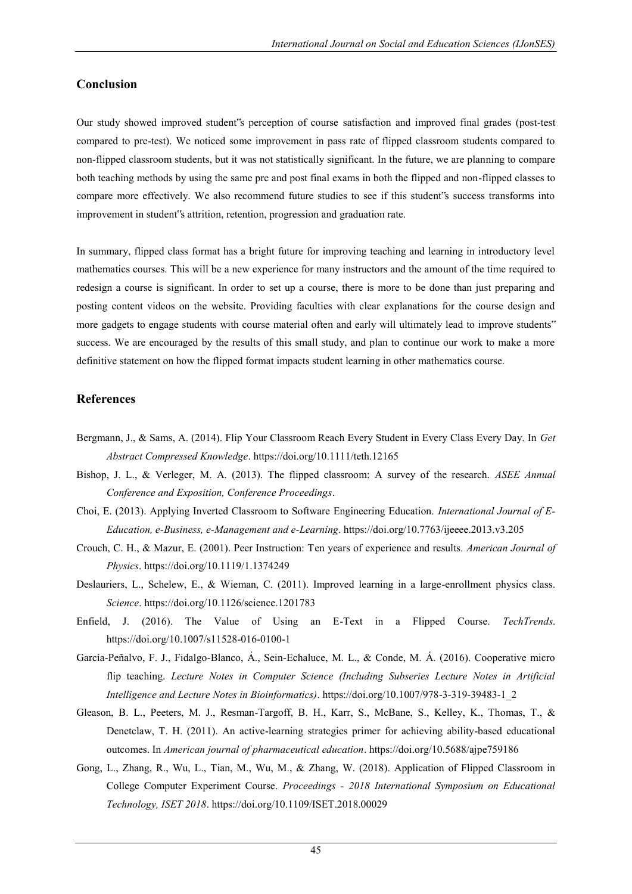## Conclusion

Our study showed improved student‟s perception of course satisfaction and improved final grades (post-test compared to pre-test). We noticed some improvement in pass rate of flipped classroom students compared to non-flipped classroom students, but it was not statistically significant. In the future, we are planning to compare both teaching methods by using the same pre and post final exams in both the flipped and non-flipped classes to compare more effectively. We also recommend future studies to see if this student‟s success transforms into improvement in student‟s attrition, retention, progression and graduation rate.

In summary, flipped class format has a bright future for improving teaching and learning in introductory level mathematics courses. This will be a new experience for many instructors and the amount of the time required to redesign a course is significant. In order to set up a course, there is more to be done than just preparing and posting content videos on the website. Providing faculties with clear explanations for the course design and more gadgets to engage students with course material often and early will ultimately lead to improve students" success. We are encouraged by the results of this small study, and plan to continue our work to make a more definitive statement on how the flipped format impacts student learning in other mathematics course.

## References

Bergmann, J., & Sams, A. (2014). Flip Your Classroom Reach Every Student in Every Class Every Day. In *Get Abstract Compressed Knowledge*. https://doi.org/10.1111/teth.12165

Bishop, J. L., & Verleger, M. A. (2013). The flipped classroom: A survey of the research. *ASEE Annual Conference and Exposition, Conference Proceedings*.

Choi, E. (2013). Applying Inverted Classroom to Software Engineering Education. *International Journal of E-Education, e-Business, e-Management and e-Learning*. https://doi.org/10.7763/ijeeee.2013.v3.205

Crouch, C. H., & Mazur, E. (2001). Peer Instruction: Ten years of experience and results. *American Journal of Physics*. https://doi.org/10.1119/1.1374249

Deslauriers, L., Schelew, E., & Wieman, C. (2011). Improved learning in a large-enrollment physics class. *Science*. https://doi.org/10.1126/science.1201783

Enfield, J. (2016). The Value of Using an E-Text in a Flipped Course. *TechTrends*. https://doi.org/10.1007/s11528-016-0100-1

García-Peñalvo, F. J., Fidalgo-Blanco, Á., Sein-Echaluce, M. L., & Conde, M. Á. (2016). Cooperative micro flip teaching. *Lecture Notes in Computer Science (Including Subseries Lecture Notes in Artificial Intelligence and Lecture Notes in Bioinformatics)*. https://doi.org/10.1007/978-3-319-39483-1_2

Gleason, B. L., Peeters, M. J., Resman-Targoff, B. H., Karr, S., McBane, S., Kelley, K., Thomas, T., & Denetclaw, T. H. (2011). An active-learning strategies primer for achieving ability-based educational outcomes. In *American journal of pharmaceutical education*. https://doi.org/10.5688/ajpe759186

Gong, L., Zhang, R., Wu, L., Tian, M., Wu, M., & Zhang, W. (2018). Application of Flipped Classroom in College Computer Experiment Course. *Proceedings - 2018 International Symposium on Educational Technology, ISET 2018*. https://doi.org/10.1109/ISET.2018.00029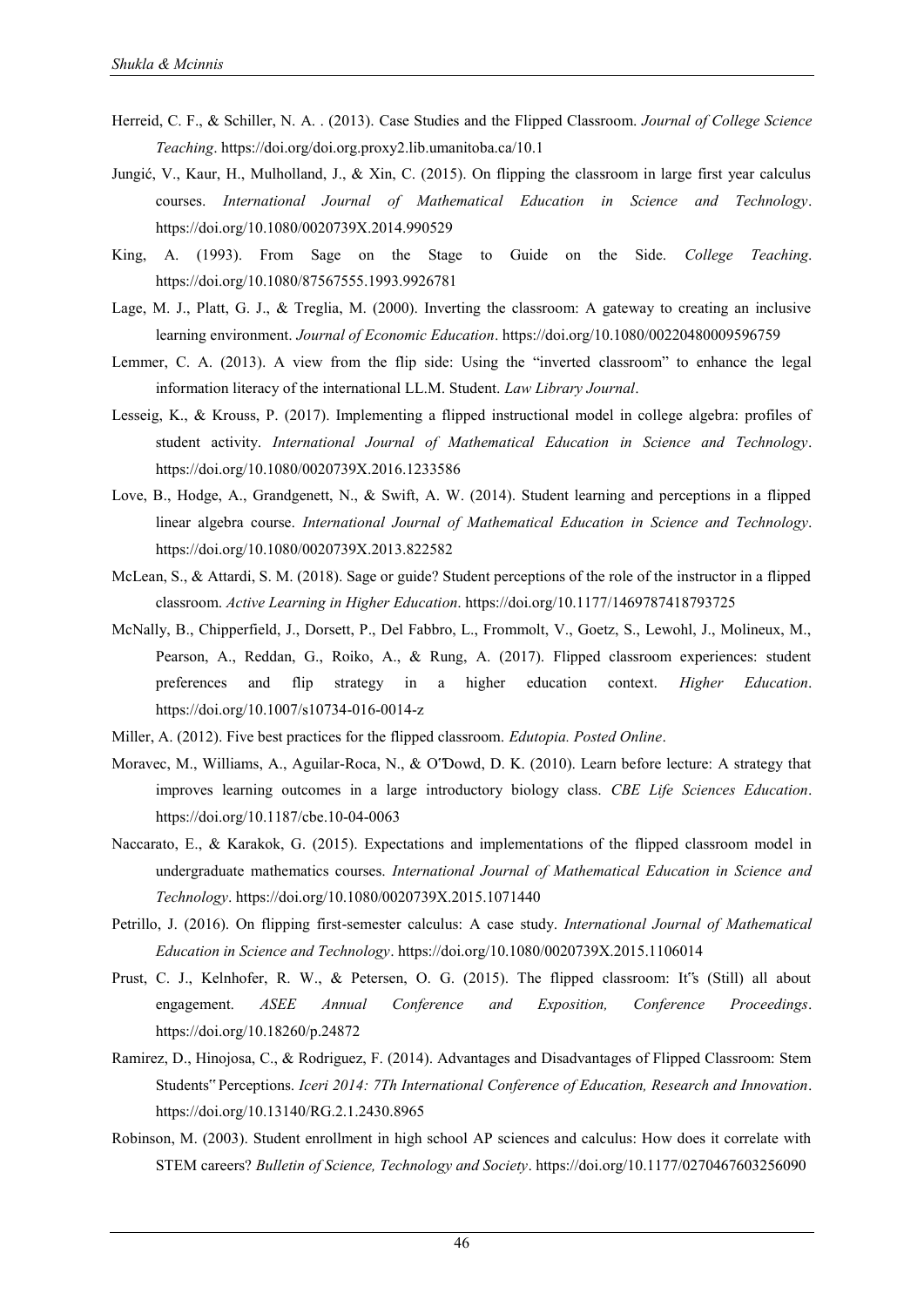Herreid, C. F., & Schiller, N. A. . (2013). Case Studies and the Flipped Classroom. *Journal of College Science Teaching*. https://doi.org/doi.org.proxy2.lib.umanitoba.ca/10.1

Jungić, V., Kaur, H., Mulholland, J., & Xin, C. (2015). On flipping the classroom in large first year calculus courses. *International Journal of Mathematical Education in Science and Technology*. https://doi.org/10.1080/0020739X.2014.990529

King, A. (1993). From Sage on the Stage to Guide on the Side. *College Teaching*. https://doi.org/10.1080/87567555.1993.9926781

Lage, M. J., Platt, G. J., & Treglia, M. (2000). Inverting the classroom: A gateway to creating an inclusive learning environment. *Journal of Economic Education*. https://doi.org/10.1080/00220480009596759

Lemmer, C. A. (2013). A view from the flip side: Using the "inverted classroom" to enhance the legal information literacy of the international LL.M. Student. *Law Library Journal*.

Lesseig, K., & Krouss, P. (2017). Implementing a flipped instructional model in college algebra: profiles of student activity. *International Journal of Mathematical Education in Science and Technology*. https://doi.org/10.1080/0020739X.2016.1233586

Love, B., Hodge, A., Grandgenett, N., & Swift, A. W. (2014). Student learning and perceptions in a flipped linear algebra course. *International Journal of Mathematical Education in Science and Technology*. https://doi.org/10.1080/0020739X.2013.822582

McLean, S., & Attardi, S. M. (2018). Sage or guide? Student perceptions of the role of the instructor in a flipped classroom. *Active Learning in Higher Education*. https://doi.org/10.1177/1469787418793725

McNally, B., Chipperfield, J., Dorsett, P., Del Fabbro, L., Frommolt, V., Goetz, S., Lewohl, J., Molineux, M., Pearson, A., Reddan, G., Roiko, A., & Rung, A. (2017). Flipped classroom experiences: student preferences and flip strategy in a higher education context. *Higher Education*. https://doi.org/10.1007/s10734-016-0014-z

Miller, A. (2012). Five best practices for the flipped classroom. *Edutopia. Posted Online*.

Moravec, M., Williams, A., Aguilar-Roca, N., & O'Dowd, D. K. (2010). Learn before lecture: A strategy that improves learning outcomes in a large introductory biology class. *CBE Life Sciences Education*. https://doi.org/10.1187/cbe.10-04-0063

Naccarato, E., & Karakok, G. (2015). Expectations and implementations of the flipped classroom model in undergraduate mathematics courses. *International Journal of Mathematical Education in Science and Technology*. https://doi.org/10.1080/0020739X.2015.1071440

Petrillo, J. (2016). On flipping first-semester calculus: A case study. *International Journal of Mathematical Education in Science and Technology*. https://doi.org/10.1080/0020739X.2015.1106014

Prust, C. J., Kelnhofer, R. W., & Petersen, O. G. (2015). The flipped classroom: It"s (Still) all about engagement. *ASEE Annual Conference and Exposition, Conference Proceedings*. https://doi.org/10.18260/p.24872

Ramirez, D., Hinojosa, C., & Rodriguez, F. (2014). Advantages and Disadvantages of Flipped Classroom: Stem Students" Perceptions. *Iceri 2014: 7Th International Conference of Education, Research and Innovation*. https://doi.org/10.13140/RG.2.1.2430.8965

Robinson, M. (2003). Student enrollment in high school AP sciences and calculus: How does it correlate with STEM careers? *Bulletin of Science, Technology and Society*. https://doi.org/10.1177/0270467603256090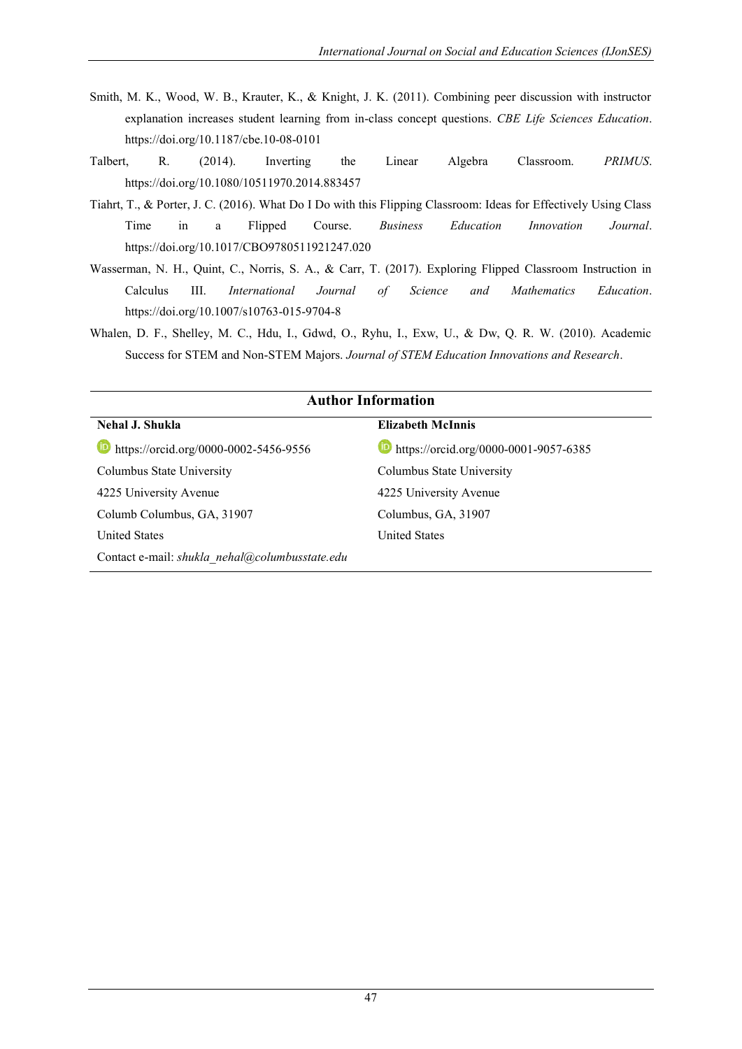Smith, M. K., Wood, W. B., Krauter, K., & Knight, J. K. (2011). Combining peer discussion with instructor explanation increases student learning from in-class concept questions. *CBE Life Sciences Education*. https://doi.org/10.1187/cbe.10-08-0101

Talbert, R. (2014). Inverting the Linear Algebra Classroom. *PRIMUS*. https://doi.org/10.1080/10511970.2014.883457

Tiahrt, T., & Porter, J. C. (2016). What Do I Do with this Flipping Classroom: Ideas for Effectively Using Class Time in a Flipped Course. *Business Education Innovation Journal*. https://doi.org/10.1017/CBO9780511921247.020

Wasserman, N. H., Quint, C., Norris, S. A., & Carr, T. (2017). Exploring Flipped Classroom Instruction in Calculus III. *International Journal of Science and Mathematics Education*. https://doi.org/10.1007/s10763-015-9704-8

Whalen, D. F., Shelley, M. C., Hdu, I., Gdwd, O., Ryhu, I., Exw, U., & Dw, Q. R. W. (2010). Academic Success for STEM and Non-STEM Majors. *Journal of STEM Education Innovations and Research*.

## Author Information

| **Nehal J. Shukla** | **Elizabeth McInnis** |
|---|---|
| https://orcid.org/0000-0002-5456-9556 | https://orcid.org/0000-0001-9057-6385 |
| Columbus State University | Columbus State University |
| 4225 University Avenue | 4225 University Avenue |
| Columb Columbus, GA, 31907 | Columbus, GA, 31907 |
| United States | United States |
| Contact e-mail: *shukla_nehal@columbusstate.edu* | |